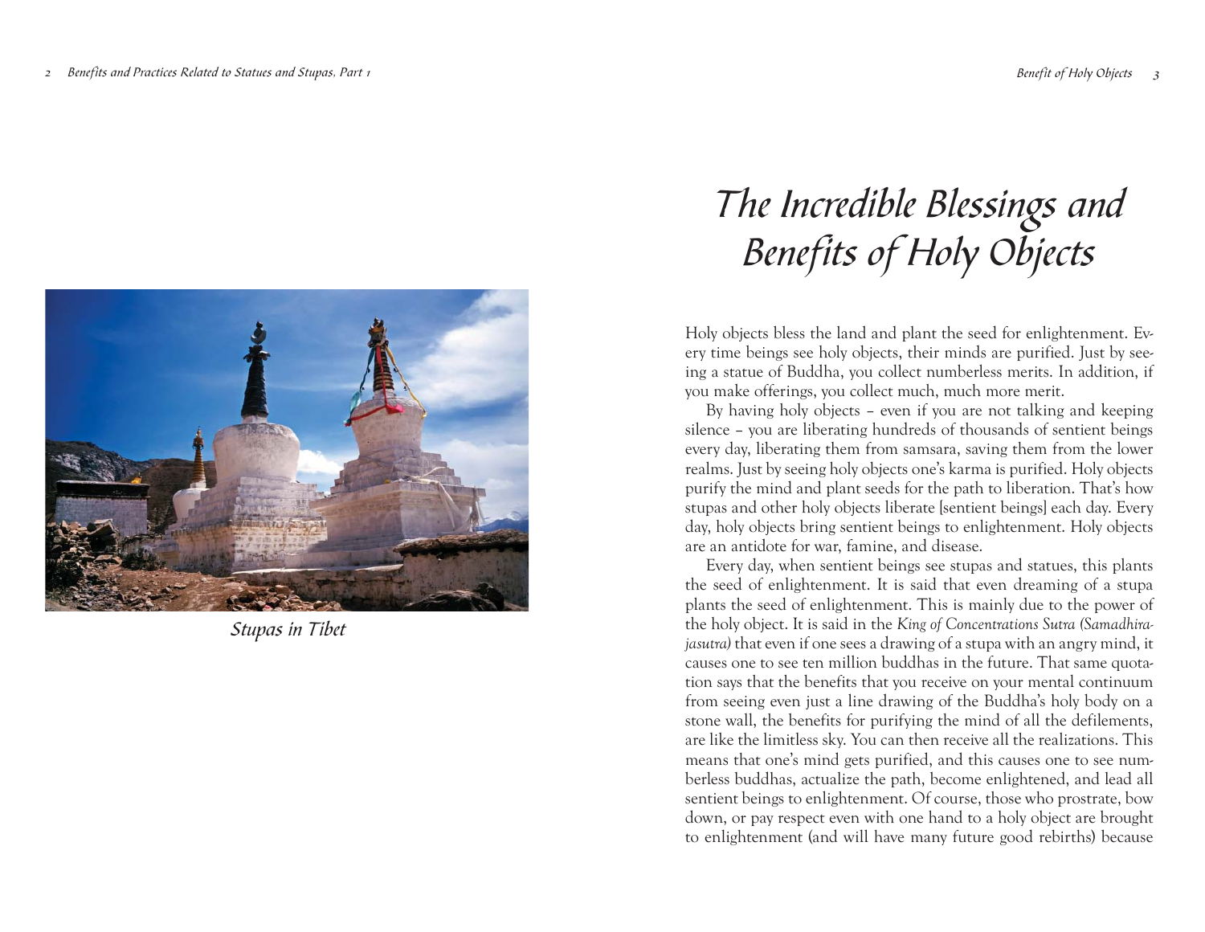Stupas in Tibet

# The Incredible Blessings and Benefits of Holy Objects

Holy objects bless the land and plant the seed for enlightenment. Every time beings see holy objects, their minds are purified. Just by seeing a statue of Buddha, you collect numberless merits. In addition, if you make offerings, you collect much, much more merit.

By having holy objects – even if you are not talking and keeping silence – you are liberating hundreds of thousands of sentient beings every day, liberating them from samsara, saving them from the lower realms. Just by seeing holy objects one's karma is purified. Holy objects purify the mind and plant seeds for the path to liberation. That's how stupas and other holy objects liberate [sentient beings] each day. Every day, holy objects bring sentient beings to enlightenment. Holy objects are an antidote for war, famine, and disease.

Every day, when sentient beings see stupas and statues, this plants the seed of enlightenment. It is said that even dreaming of a stupa plants the seed of enlightenment. This is mainly due to the power of the holy object. It is said in the *King of Concentrations Sutra (Samadhirajasutra)* that even if one sees a drawing of a stupa with an angry mind, it causes one to see ten million buddhas in the future. That same quotation says that the benefits that you receive on your mental continuum from seeing even just a line drawing of the Buddha's holy body on a stone wall, the benefits for purifying the mind of all the defilements, are like the limitless sky. You can then receive all the realizations. This means that one's mind gets purified, and this causes one to see numberless buddhas, actualize the path, become enlightened, and lead all sentient beings to enlightenment. Of course, those who prostrate, bow down, or pay respect even with one hand to a holy object are brought to enlightenment (and will have many future good rebirths) because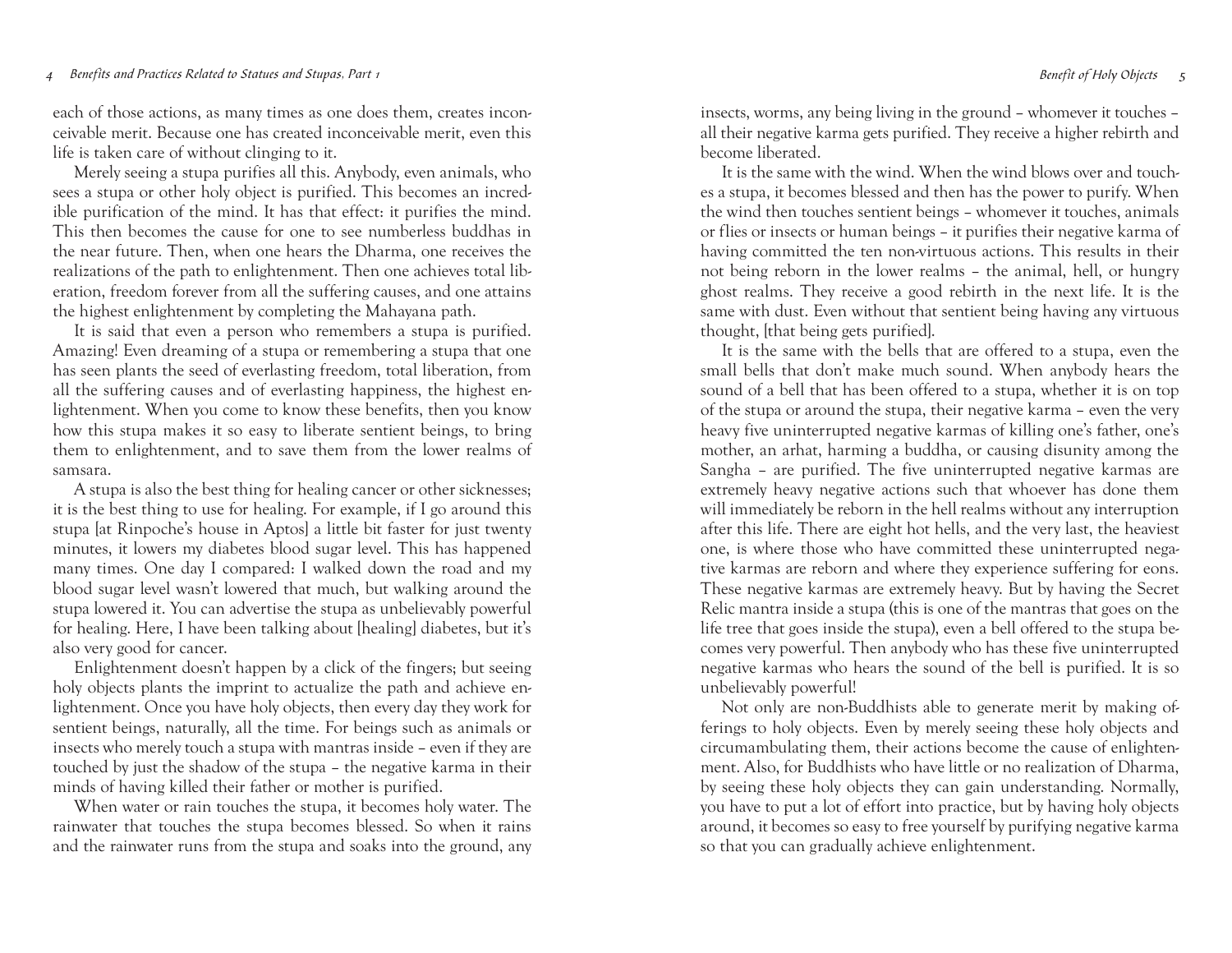each of those actions, as many times as one does them, creates inconceivable merit. Because one has created inconceivable merit, even this life is taken care of without clinging to it.

Merely seeing a stupa purifies all this. Anybody, even animals, who sees a stupa or other holy object is purified. This becomes an incredible purification of the mind. It has that effect: it purifies the mind. This then becomes the cause for one to see numberless buddhas in the near future. Then, when one hears the Dharma, one receives the realizations of the path to enlightenment. Then one achieves total liberation, freedom forever from all the suffering causes, and one attains the highest enlightenment by completing the Mahayana path.

It is said that even a person who remembers a stupa is purified. Amazing! Even dreaming of a stupa or remembering a stupa that one has seen plants the seed of everlasting freedom, total liberation, from all the suffering causes and of everlasting happiness, the highest enlightenment. When you come to know these benefits, then you know how this stupa makes it so easy to liberate sentient beings, to bring them to enlightenment, and to save them from the lower realms of samsara.

A stupa is also the best thing for healing cancer or other sicknesses; it is the best thing to use for healing. For example, if I go around this stupa [at Rinpoche's house in Aptos] a little bit faster for just twenty minutes, it lowers my diabetes blood sugar level. This has happened many times. One day I compared: I walked down the road and my blood sugar level wasn't lowered that much, but walking around the stupa lowered it. You can advertise the stupa as unbelievably powerful for healing. Here, I have been talking about [healing] diabetes, but it's also very good for cancer.

Enlightenment doesn't happen by a click of the fingers; but seeing holy objects plants the imprint to actualize the path and achieve enlightenment. Once you have holy objects, then every day they work for sentient beings, naturally, all the time. For beings such as animals or insects who merely touch a stupa with mantras inside – even if they are touched by just the shadow of the stupa – the negative karma in their minds of having killed their father or mother is purified.

When water or rain touches the stupa, it becomes holy water. The rainwater that touches the stupa becomes blessed. So when it rains and the rainwater runs from the stupa and soaks into the ground, any insects, worms, any being living in the ground – whomever it touches – all their negative karma gets purified. They receive a higher rebirth and become liberated.

It is the same with the wind. When the wind blows over and touches a stupa, it becomes blessed and then has the power to purify. When the wind then touches sentient beings – whomever it touches, animals or flies or insects or human beings – it purifies their negative karma of having committed the ten non-virtuous actions. This results in their not being reborn in the lower realms – the animal, hell, or hungry ghost realms. They receive a good rebirth in the next life. It is the same with dust. Even without that sentient being having any virtuous thought, [that being gets purified].

It is the same with the bells that are offered to a stupa, even the small bells that don't make much sound. When anybody hears the sound of a bell that has been offered to a stupa, whether it is on top of the stupa or around the stupa, their negative karma – even the very heavy five uninterrupted negative karmas of killing one's father, one's mother, an arhat, harming a buddha, or causing disunity among the Sangha – are purified. The five uninterrupted negative karmas are extremely heavy negative actions such that whoever has done them will immediately be reborn in the hell realms without any interruption after this life. There are eight hot hells, and the very last, the heaviest one, is where those who have committed these uninterrupted negative karmas are reborn and where they experience suffering for eons. These negative karmas are extremely heavy. But by having the Secret Relic mantra inside a stupa (this is one of the mantras that goes on the life tree that goes inside the stupa), even a bell offered to the stupa becomes very powerful. Then anybody who has these five uninterrupted negative karmas who hears the sound of the bell is purified. It is so unbelievably powerful!

Not only are non-Buddhists able to generate merit by making offerings to holy objects. Even by merely seeing these holy objects and circumambulating them, their actions become the cause of enlightenment. Also, for Buddhists who have little or no realization of Dharma, by seeing these holy objects they can gain understanding. Normally, you have to put a lot of effort into practice, but by having holy objects around, it becomes so easy to free yourself by purifying negative karma so that you can gradually achieve enlightenment.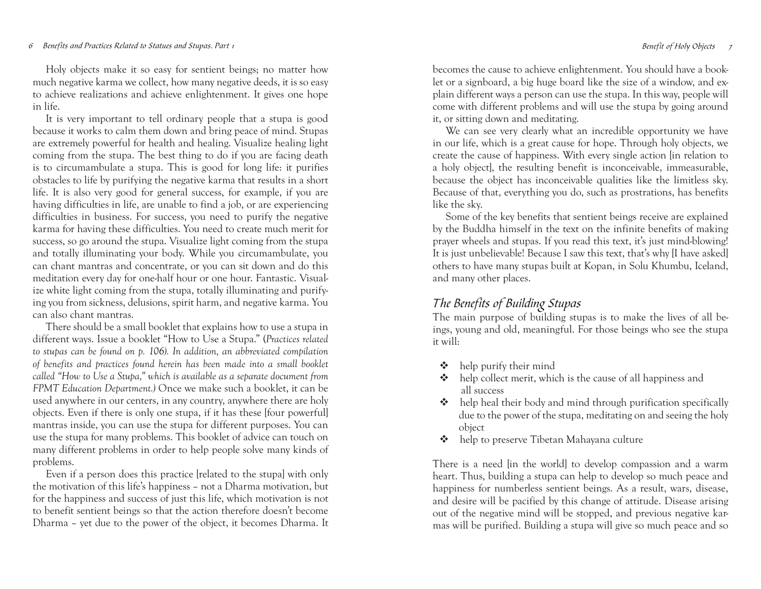Holy objects make it so easy for sentient beings; no matter how much negative karma we collect, how many negative deeds, it is so easy to achieve realizations and achieve enlightenment. It gives one hope in life.

It is very important to tell ordinary people that a stupa is good because it works to calm them down and bring peace of mind. Stupas are extremely powerful for health and healing. Visualize healing light coming from the stupa. The best thing to do if you are facing death is to circumambulate a stupa. This is good for long life: it purifies obstacles to life by purifying the negative karma that results in a short life. It is also very good for general success, for example, if you are having difficulties in life, are unable to find a job, or are experiencing difficulties in business. For success, you need to purify the negative karma for having these difficulties. You need to create much merit for success, so go around the stupa. Visualize light coming from the stupa and totally illuminating your body. While you circumambulate, you can chant mantras and concentrate, or you can sit down and do this meditation every day for one-half hour or one hour. Fantastic. Visualize white light coming from the stupa, totally illuminating and purifying you from sickness, delusions, spirit harm, and negative karma. You can also chant mantras.

There should be a small booklet that explains how to use a stupa in different ways. Issue a booklet "How to Use a Stupa." (*Practices related to stupas can be found on p. 106). In addition, an abbreviated compilation of benefits and practices found herein has been made into a small booklet called "How to Use a Stupa," which is available as a separate document from FPMT Education Department.)* Once we make such a booklet, it can be used anywhere in our centers, in any country, anywhere there are holy objects. Even if there is only one stupa, if it has these [four powerful] mantras inside, you can use the stupa for different purposes. You can use the stupa for many problems. This booklet of advice can touch on many different problems in order to help people solve many kinds of problems.

Even if a person does this practice [related to the stupa] with only the motivation of this life's happiness – not a Dharma motivation, but for the happiness and success of just this life, which motivation is not to benefit sentient beings so that the action therefore doesn't become Dharma – yet due to the power of the object, it becomes Dharma. It becomes the cause to achieve enlightenment. You should have a booklet or a signboard, a big huge board like the size of a window, and explain different ways a person can use the stupa. In this way, people will come with different problems and will use the stupa by going around it, or sitting down and meditating.

We can see very clearly what an incredible opportunity we have in our life, which is a great cause for hope. Through holy objects, we create the cause of happiness. With every single action [in relation to a holy object], the resulting benefit is inconceivable, immeasurable, because the object has inconceivable qualities like the limitless sky. Because of that, everything you do, such as prostrations, has benefits like the sky.

Some of the key benefits that sentient beings receive are explained by the Buddha himself in the text on the infinite benefits of making prayer wheels and stupas. If you read this text, it's just mind-blowing! It is just unbelievable! Because I saw this text, that's why [I have asked] others to have many stupas built at Kopan, in Solu Khumbu, Iceland, and many other places.

## *The Benefits of Building Stupas*

The main purpose of building stupas is to make the lives of all beings, young and old, meaningful. For those beings who see the stupa it will:

- help purify their mind
- help collect merit, which is the cause of all happiness and all success
- help heal their body and mind through purification specifically due to the power of the stupa, meditating on and seeing the holy object
- help to preserve Tibetan Mahayana culture

There is a need [in the world] to develop compassion and a warm heart. Thus, building a stupa can help to develop so much peace and happiness for numberless sentient beings. As a result, wars, disease, and desire will be pacified by this change of attitude. Disease arising out of the negative mind will be stopped, and previous negative karmas will be purified. Building a stupa will give so much peace and so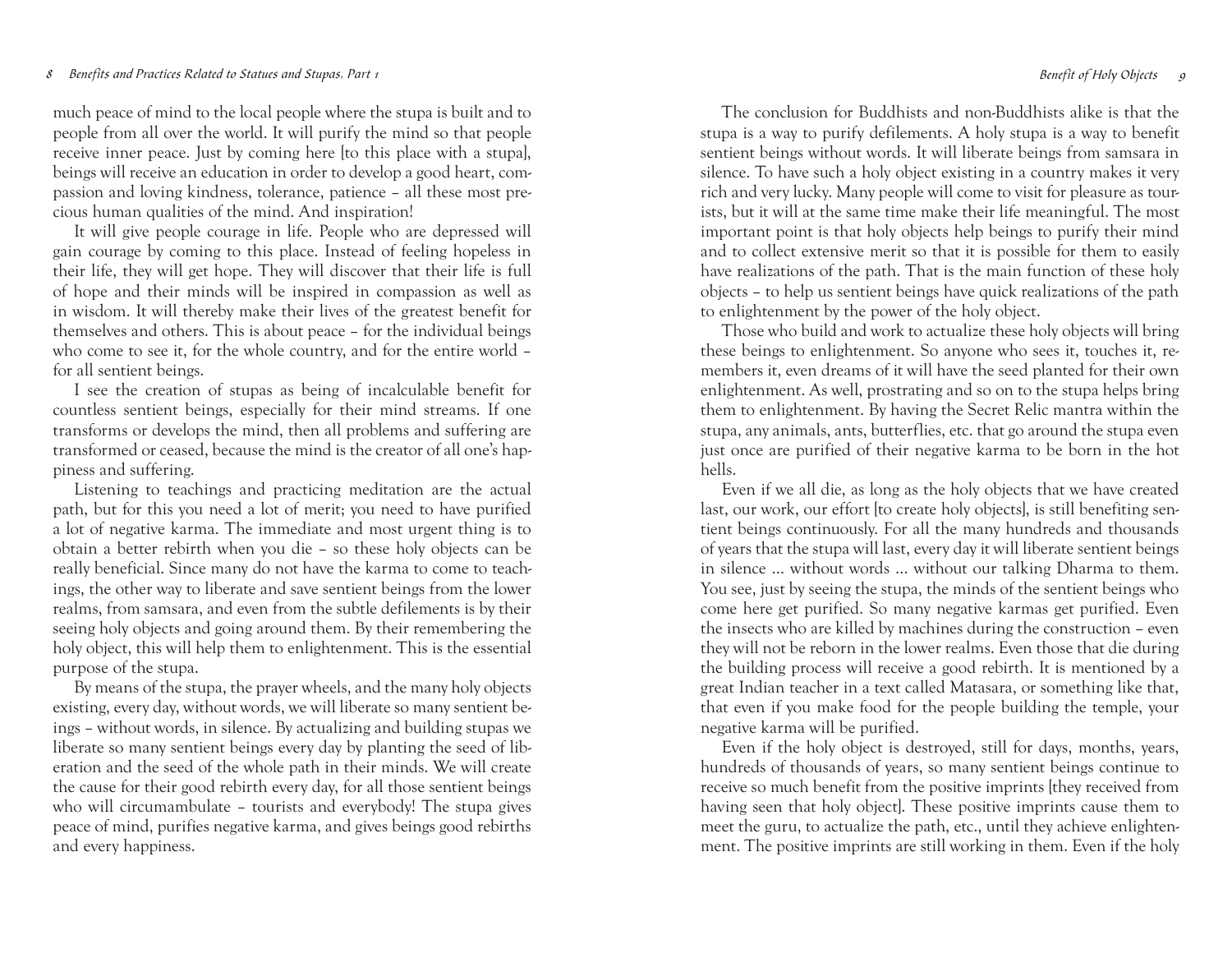much peace of mind to the local people where the stupa is built and to people from all over the world. It will purify the mind so that people receive inner peace. Just by coming here [to this place with a stupa], beings will receive an education in order to develop a good heart, compassion and loving kindness, tolerance, patience – all these most precious human qualities of the mind. And inspiration!

It will give people courage in life. People who are depressed will gain courage by coming to this place. Instead of feeling hopeless in their life, they will get hope. They will discover that their life is full of hope and their minds will be inspired in compassion as well as in wisdom. It will thereby make their lives of the greatest benefit for themselves and others. This is about peace – for the individual beings who come to see it, for the whole country, and for the entire world – for all sentient beings.

I see the creation of stupas as being of incalculable benefit for countless sentient beings, especially for their mind streams. If one transforms or develops the mind, then all problems and suffering are transformed or ceased, because the mind is the creator of all one's happiness and suffering.

Listening to teachings and practicing meditation are the actual path, but for this you need a lot of merit; you need to have purified a lot of negative karma. The immediate and most urgent thing is to obtain a better rebirth when you die – so these holy objects can be really beneficial. Since many do not have the karma to come to teachings, the other way to liberate and save sentient beings from the lower realms, from samsara, and even from the subtle defilements is by their seeing holy objects and going around them. By their remembering the holy object, this will help them to enlightenment. This is the essential purpose of the stupa.

By means of the stupa, the prayer wheels, and the many holy objects existing, every day, without words, we will liberate so many sentient beings – without words, in silence. By actualizing and building stupas we liberate so many sentient beings every day by planting the seed of liberation and the seed of the whole path in their minds. We will create the cause for their good rebirth every day, for all those sentient beings who will circumambulate – tourists and everybody! The stupa gives peace of mind, purifies negative karma, and gives beings good rebirths and every happiness.

The conclusion for Buddhists and non-Buddhists alike is that the stupa is a way to purify defilements. A holy stupa is a way to benefit sentient beings without words. It will liberate beings from samsara in silence. To have such a holy object existing in a country makes it very rich and very lucky. Many people will come to visit for pleasure as tourists, but it will at the same time make their life meaningful. The most important point is that holy objects help beings to purify their mind and to collect extensive merit so that it is possible for them to easily have realizations of the path. That is the main function of these holy objects – to help us sentient beings have quick realizations of the path to enlightenment by the power of the holy object.

Those who build and work to actualize these holy objects will bring these beings to enlightenment. So anyone who sees it, touches it, remembers it, even dreams of it will have the seed planted for their own enlightenment. As well, prostrating and so on to the stupa helps bring them to enlightenment. By having the Secret Relic mantra within the stupa, any animals, ants, butterflies, etc. that go around the stupa even just once are purified of their negative karma to be born in the hot hells.

Even if we all die, as long as the holy objects that we have created last, our work, our effort [to create holy objects], is still benefiting sentient beings continuously. For all the many hundreds and thousands of years that the stupa will last, every day it will liberate sentient beings in silence ... without words ... without our talking Dharma to them. You see, just by seeing the stupa, the minds of the sentient beings who come here get purified. So many negative karmas get purified. Even the insects who are killed by machines during the construction – even they will not be reborn in the lower realms. Even those that die during the building process will receive a good rebirth. It is mentioned by a great Indian teacher in a text called Matasara, or something like that, that even if you make food for the people building the temple, your negative karma will be purified.

Even if the holy object is destroyed, still for days, months, years, hundreds of thousands of years, so many sentient beings continue to receive so much benefit from the positive imprints [they received from having seen that holy object]. These positive imprints cause them to meet the guru, to actualize the path, etc., until they achieve enlightenment. The positive imprints are still working in them. Even if the holy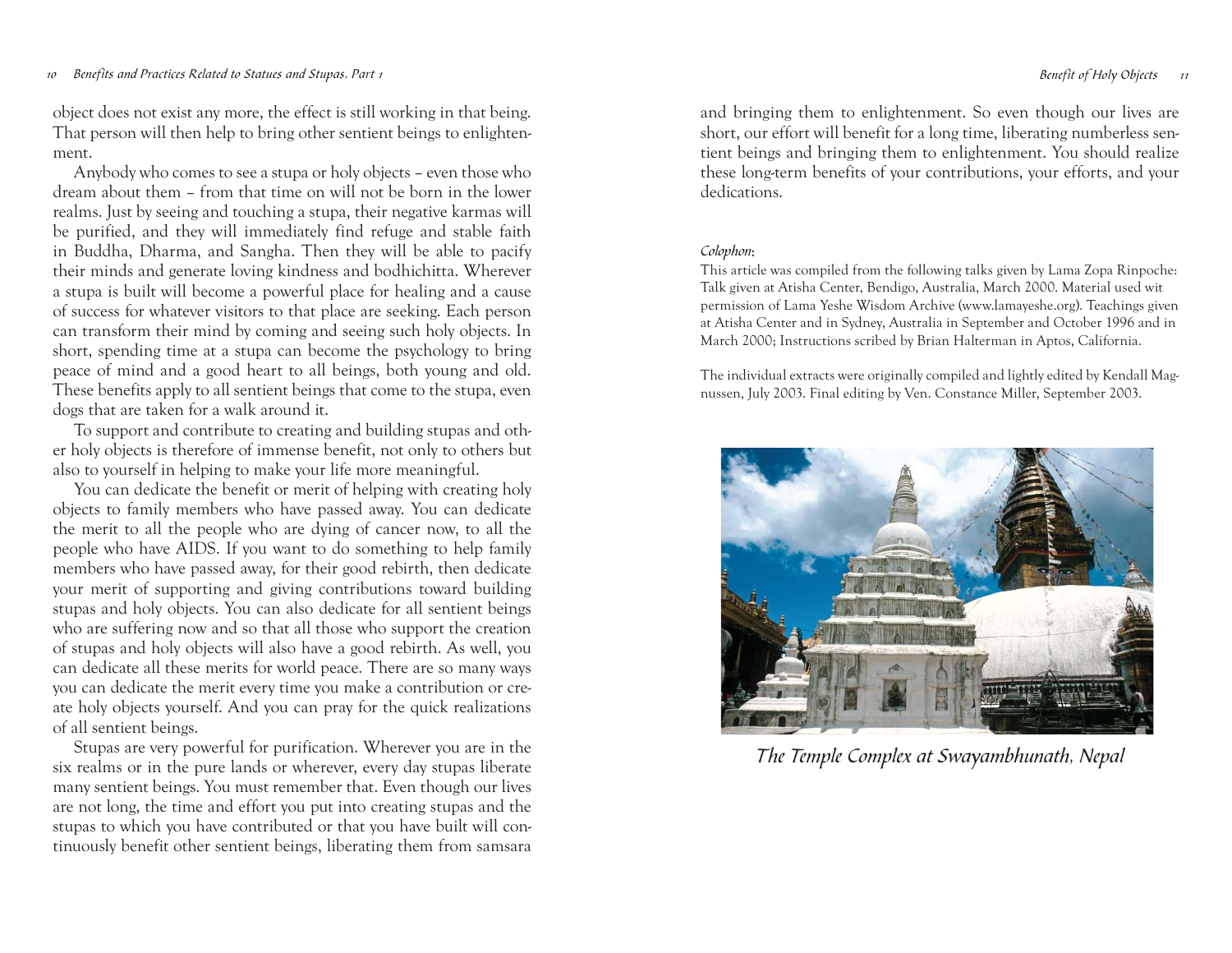object does not exist any more, the effect is still working in that being. That person will then help to bring other sentient beings to enlightenment.

Anybody who comes to see a stupa or holy objects – even those who dream about them – from that time on will not be born in the lower realms. Just by seeing and touching a stupa, their negative karmas will be purified, and they will immediately find refuge and stable faith in Buddha, Dharma, and Sangha. Then they will be able to pacify their minds and generate loving kindness and bodhichitta. Wherever a stupa is built will become a powerful place for healing and a cause of success for whatever visitors to that place are seeking. Each person can transform their mind by coming and seeing such holy objects. In short, spending time at a stupa can become the psychology to bring peace of mind and a good heart to all beings, both young and old. These benefits apply to all sentient beings that come to the stupa, even dogs that are taken for a walk around it.

To support and contribute to creating and building stupas and other holy objects is therefore of immense benefit, not only to others but also to yourself in helping to make your life more meaningful.

You can dedicate the benefit or merit of helping with creating holy objects to family members who have passed away. You can dedicate the merit to all the people who are dying of cancer now, to all the people who have AIDS. If you want to do something to help family members who have passed away, for their good rebirth, then dedicate your merit of supporting and giving contributions toward building stupas and holy objects. You can also dedicate for all sentient beings who are suffering now and so that all those who support the creation of stupas and holy objects will also have a good rebirth. As well, you can dedicate all these merits for world peace. There are so many ways you can dedicate the merit every time you make a contribution or create holy objects yourself. And you can pray for the quick realizations of all sentient beings.

Stupas are very powerful for purification. Wherever you are in the six realms or in the pure lands or wherever, every day stupas liberate many sentient beings. You must remember that. Even though our lives are not long, the time and effort you put into creating stupas and the stupas to which you have contributed or that you have built will continuously benefit other sentient beings, liberating them from samsara and bringing them to enlightenment. So even though our lives are short, our effort will benefit for a long time, liberating numberless sentient beings and bringing them to enlightenment. You should realize these long-term benefits of your contributions, your efforts, and your dedications.

*Colophon*:

This article was compiled from the following talks given by Lama Zopa Rinpoche: Talk given at Atisha Center, Bendigo, Australia, March 2000. Material used wit permission of Lama Yeshe Wisdom Archive (www.lamayeshe.org). Teachings given at Atisha Center and in Sydney, Australia in September and October 1996 and in March 2000; Instructions scribed by Brian Halterman in Aptos, California.

The individual extracts were originally compiled and lightly edited by Kendall Magnussen, July 2003. Final editing by Ven. Constance Miller, September 2003.

*The Temple Complex at Swayambhunath, Nepal*